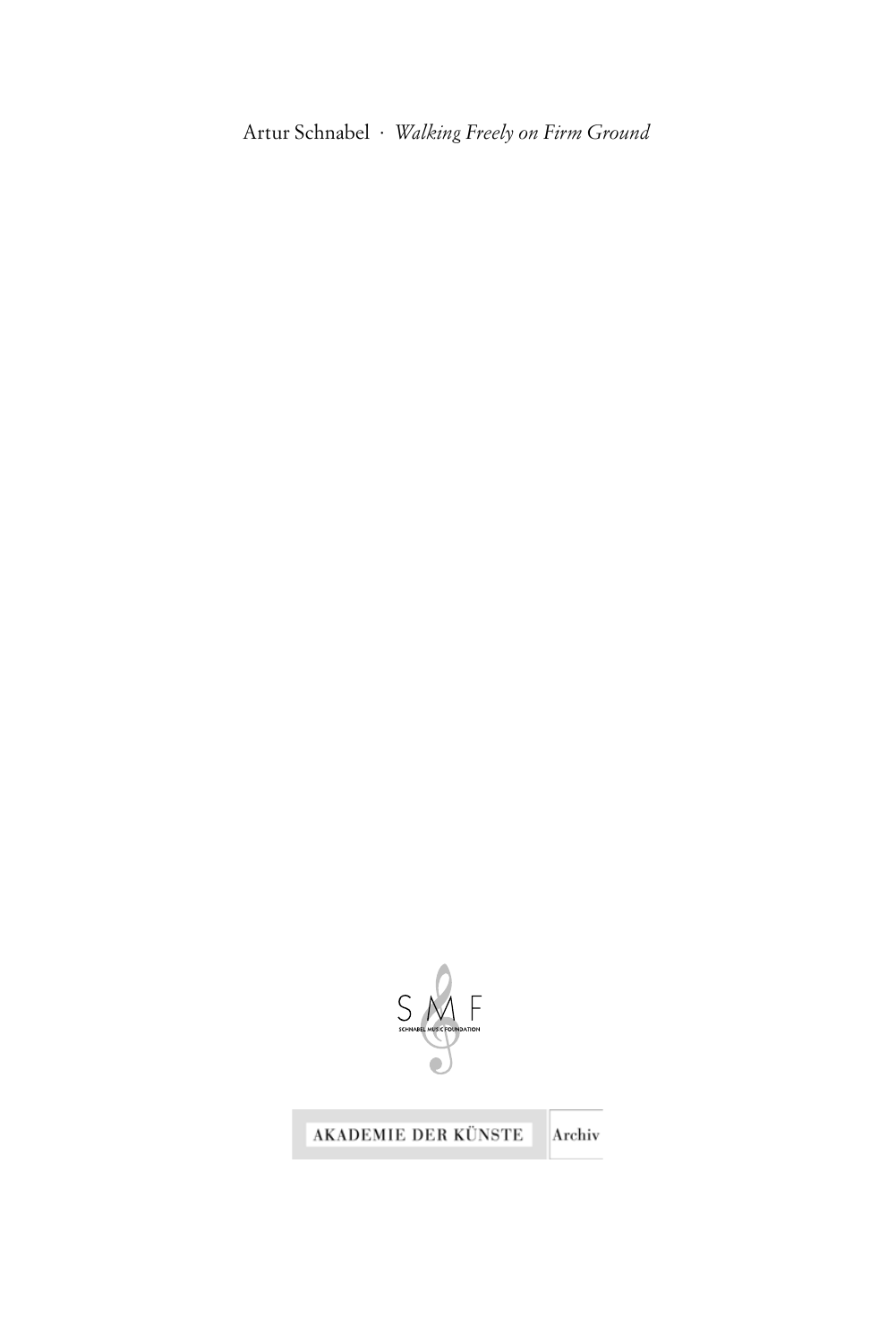Artur Schnabel · *Walking Freely on Firm Ground*

SMF

SCHNABEL MUSIC FOUNDATION

AKADEMIE DER KÜNSTE Archiv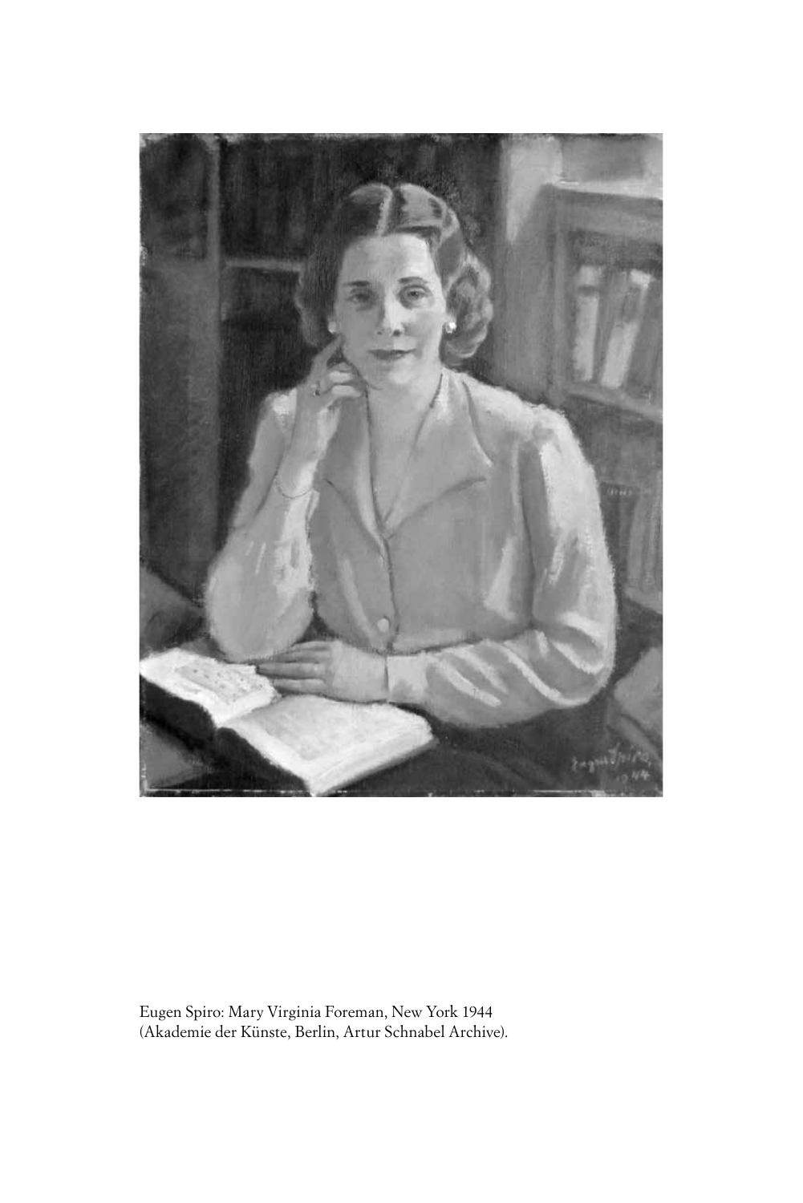Eugen Spiro: Mary Virginia Foreman, New York 1944
(Akademie der Künste, Berlin, Artur Schnabel Archive).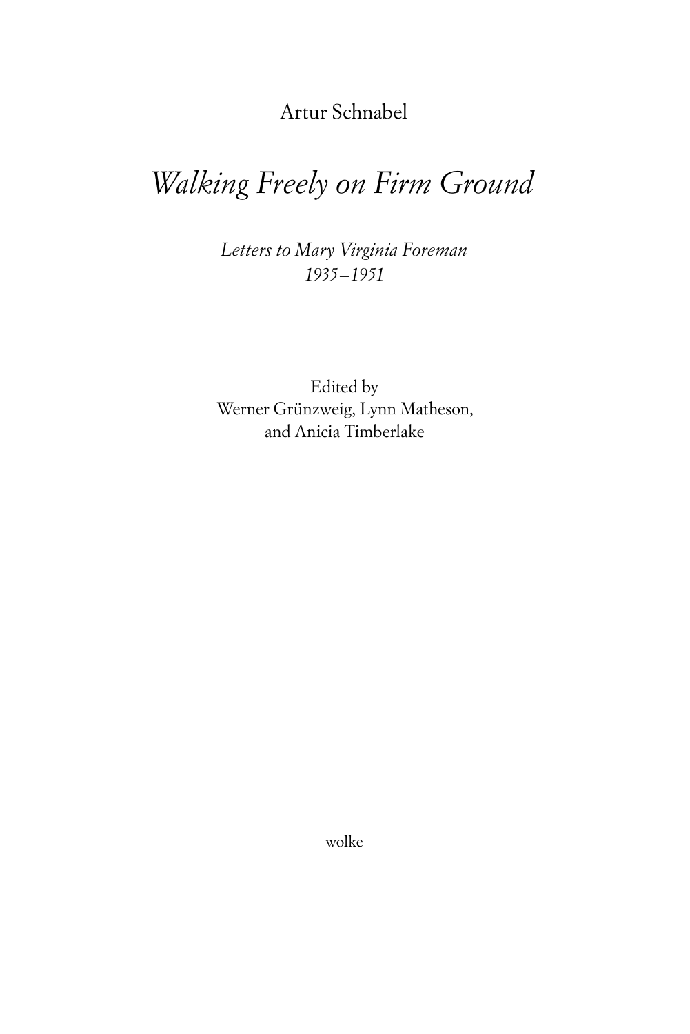Artur Schnabel

# *Walking Freely on Firm Ground*

*Letters to Mary Virginia Foreman*
*1935–1951*

Edited by
Werner Grünzweig, Lynn Matheson,
and Anicia Timberlake

wolke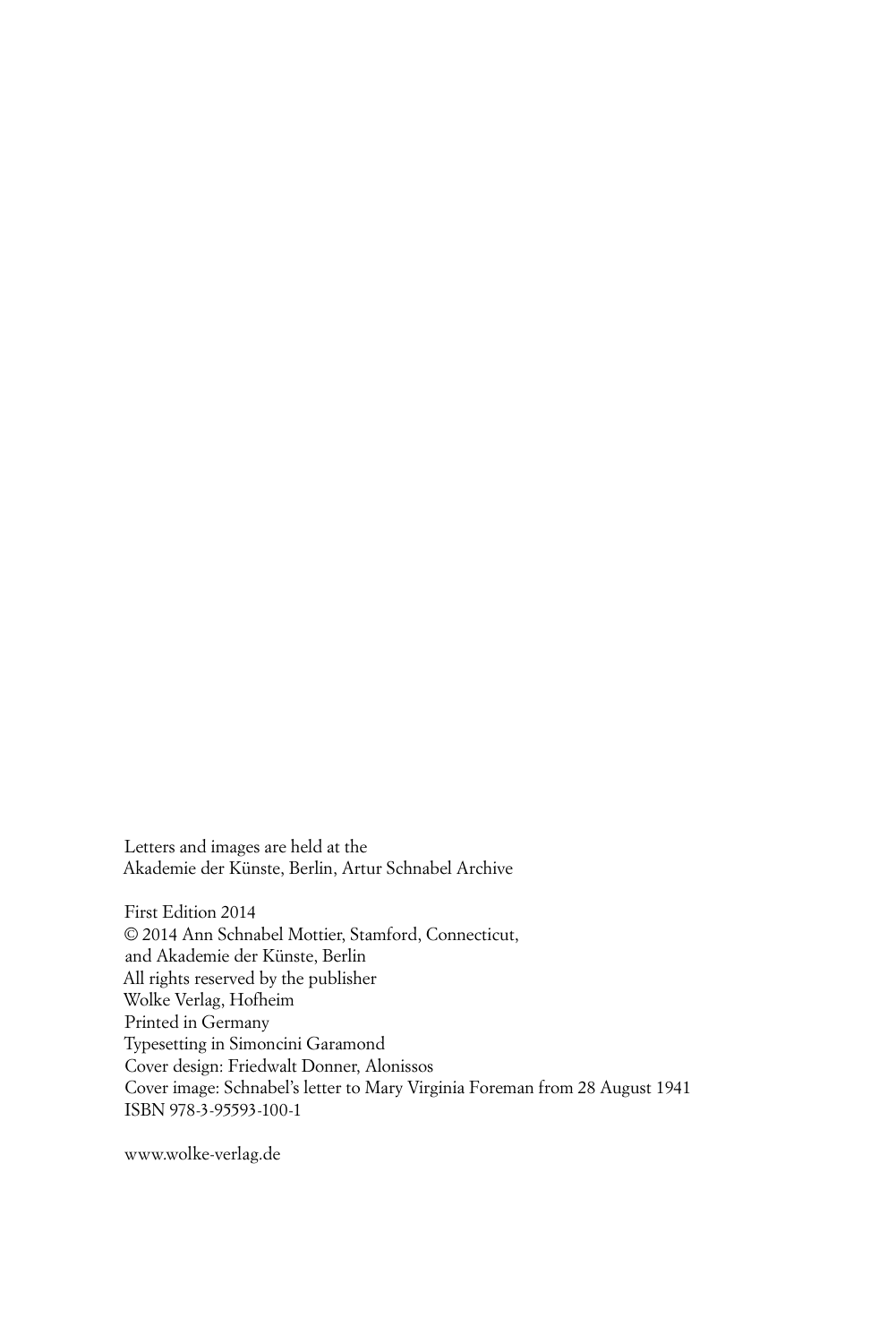Letters and images are held at the
Akademie der Künste, Berlin, Artur Schnabel Archive

First Edition 2014
© 2014 Ann Schnabel Mottier, Stamford, Connecticut,
and Akademie der Künste, Berlin
All rights reserved by the publisher
Wolke Verlag, Hofheim
Printed in Germany
Typesetting in Simoncini Garamond
Cover design: Friedwalt Donner, Alonissos
Cover image: Schnabel's letter to Mary Virginia Foreman from 28 August 1941
ISBN 978-3-95593-100-1

www.wolke-verlag.de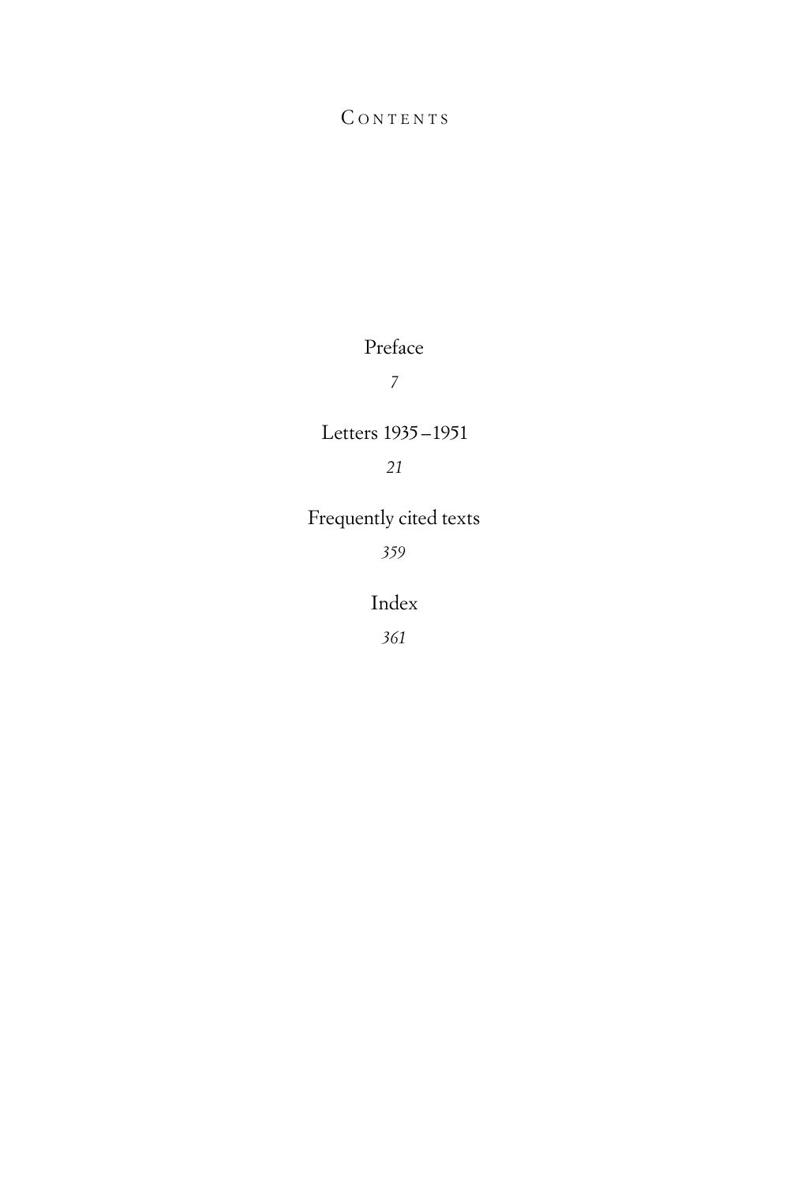# Contents

Preface

*7*

Letters 1935–1951

*21*

Frequently cited texts

*359*

Index

*361*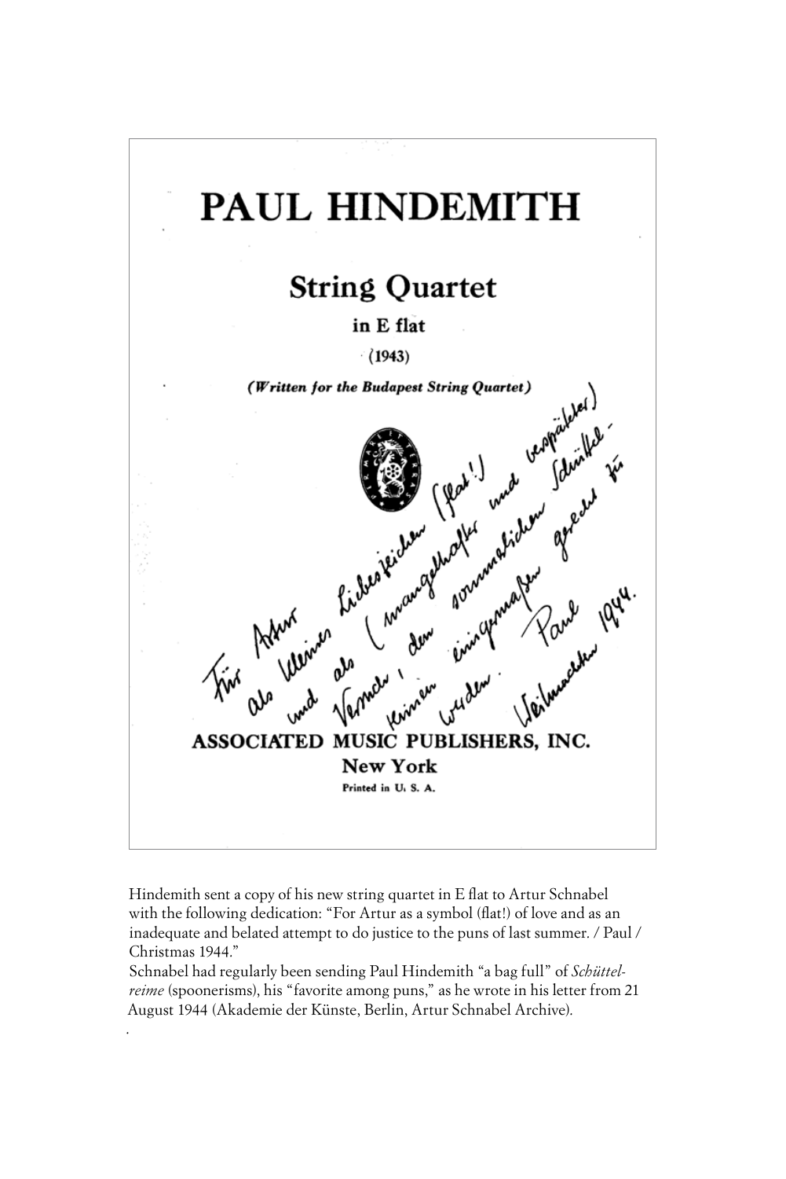# PAUL HINDEMITH

## String Quartet

### in E flat

(1943)

***(Written for the Budapest String Quartet)***

Für Artur als kleines Liebeszeichen (flat!) und als (mangelhafter und verspäteter) Versuch, den sommerlichen Schüttelreimen einigermaßen gerecht zu werden. Paul Weihnachten 1944.

**ASSOCIATED MUSIC PUBLISHERS, INC.**
**New York**
Printed in U. S. A.

Hindemith sent a copy of his new string quartet in E flat to Artur Schnabel with the following dedication: "For Artur as a symbol (flat!) of love and as an inadequate and belated attempt to do justice to the puns of last summer. / Paul / Christmas 1944."

Schnabel had regularly been sending Paul Hindemith "a bag full" of *Schüttelreime* (spoonerisms), his "favorite among puns," as he wrote in his letter from 21 August 1944 (Akademie der Künste, Berlin, Artur Schnabel Archive).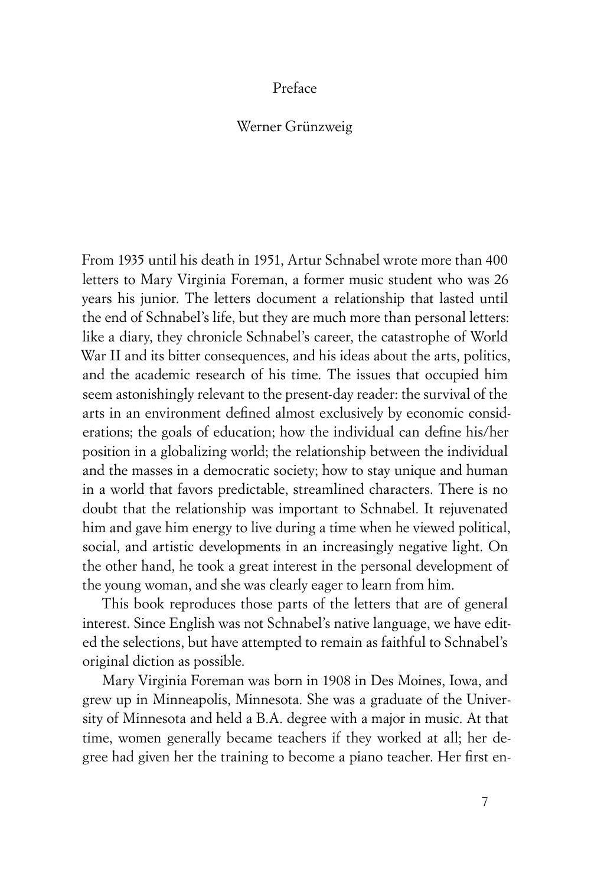# Preface

Werner Grünzweig

From 1935 until his death in 1951, Artur Schnabel wrote more than 400 letters to Mary Virginia Foreman, a former music student who was 26 years his junior. The letters document a relationship that lasted until the end of Schnabel's life, but they are much more than personal letters: like a diary, they chronicle Schnabel's career, the catastrophe of World War II and its bitter consequences, and his ideas about the arts, politics, and the academic research of his time. The issues that occupied him seem astonishingly relevant to the present-day reader: the survival of the arts in an environment defined almost exclusively by economic considerations; the goals of education; how the individual can define his/her position in a globalizing world; the relationship between the individual and the masses in a democratic society; how to stay unique and human in a world that favors predictable, streamlined characters. There is no doubt that the relationship was important to Schnabel. It rejuvenated him and gave him energy to live during a time when he viewed political, social, and artistic developments in an increasingly negative light. On the other hand, he took a great interest in the personal development of the young woman, and she was clearly eager to learn from him.

This book reproduces those parts of the letters that are of general interest. Since English was not Schnabel's native language, we have edited the selections, but have attempted to remain as faithful to Schnabel's original diction as possible.

Mary Virginia Foreman was born in 1908 in Des Moines, Iowa, and grew up in Minneapolis, Minnesota. She was a graduate of the University of Minnesota and held a B.A. degree with a major in music. At that time, women generally became teachers if they worked at all; her degree had given her the training to become a piano teacher. Her first en-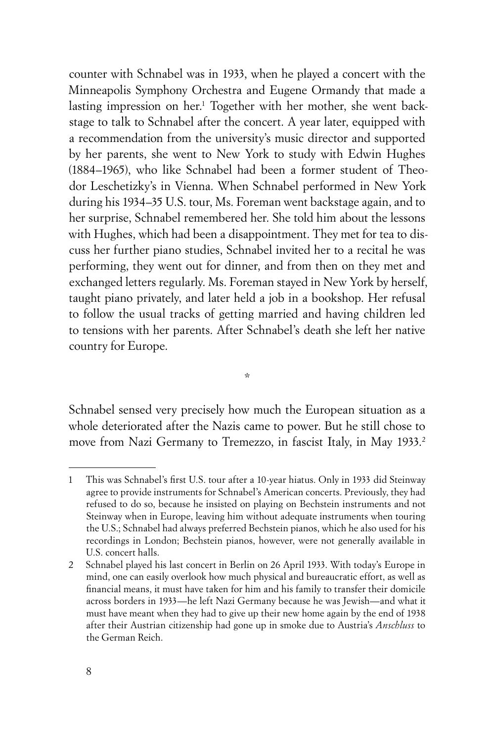counter with Schnabel was in 1933, when he played a concert with the Minneapolis Symphony Orchestra and Eugene Ormandy that made a lasting impression on her.[1] Together with her mother, she went backstage to talk to Schnabel after the concert. A year later, equipped with a recommendation from the university's music director and supported by her parents, she went to New York to study with Edwin Hughes (1884–1965), who like Schnabel had been a former student of Theodor Leschetizky's in Vienna. When Schnabel performed in New York during his 1934–35 U.S. tour, Ms. Foreman went backstage again, and to her surprise, Schnabel remembered her. She told him about the lessons with Hughes, which had been a disappointment. They met for tea to discuss her further piano studies, Schnabel invited her to a recital he was performing, they went out for dinner, and from then on they met and exchanged letters regularly. Ms. Foreman stayed in New York by herself, taught piano privately, and later held a job in a bookshop. Her refusal to follow the usual tracks of getting married and having children led to tensions with her parents. After Schnabel's death she left her native country for Europe.

*

Schnabel sensed very precisely how much the European situation as a whole deteriorated after the Nazis came to power. But he still chose to move from Nazi Germany to Tremezzo, in fascist Italy, in May 1933.[2]

---

1 This was Schnabel's first U.S. tour after a 10-year hiatus. Only in 1933 did Steinway agree to provide instruments for Schnabel's American concerts. Previously, they had refused to do so, because he insisted on playing on Bechstein instruments and not Steinway when in Europe, leaving him without adequate instruments when touring the U.S.; Schnabel had always preferred Bechstein pianos, which he also used for his recordings in London; Bechstein pianos, however, were not generally available in U.S. concert halls.

2 Schnabel played his last concert in Berlin on 26 April 1933. With today's Europe in mind, one can easily overlook how much physical and bureaucratic effort, as well as financial means, it must have taken for him and his family to transfer their domicile across borders in 1933—he left Nazi Germany because he was Jewish—and what it must have meant when they had to give up their new home again by the end of 1938 after their Austrian citizenship had gone up in smoke due to Austria's *Anschluss* to the German Reich.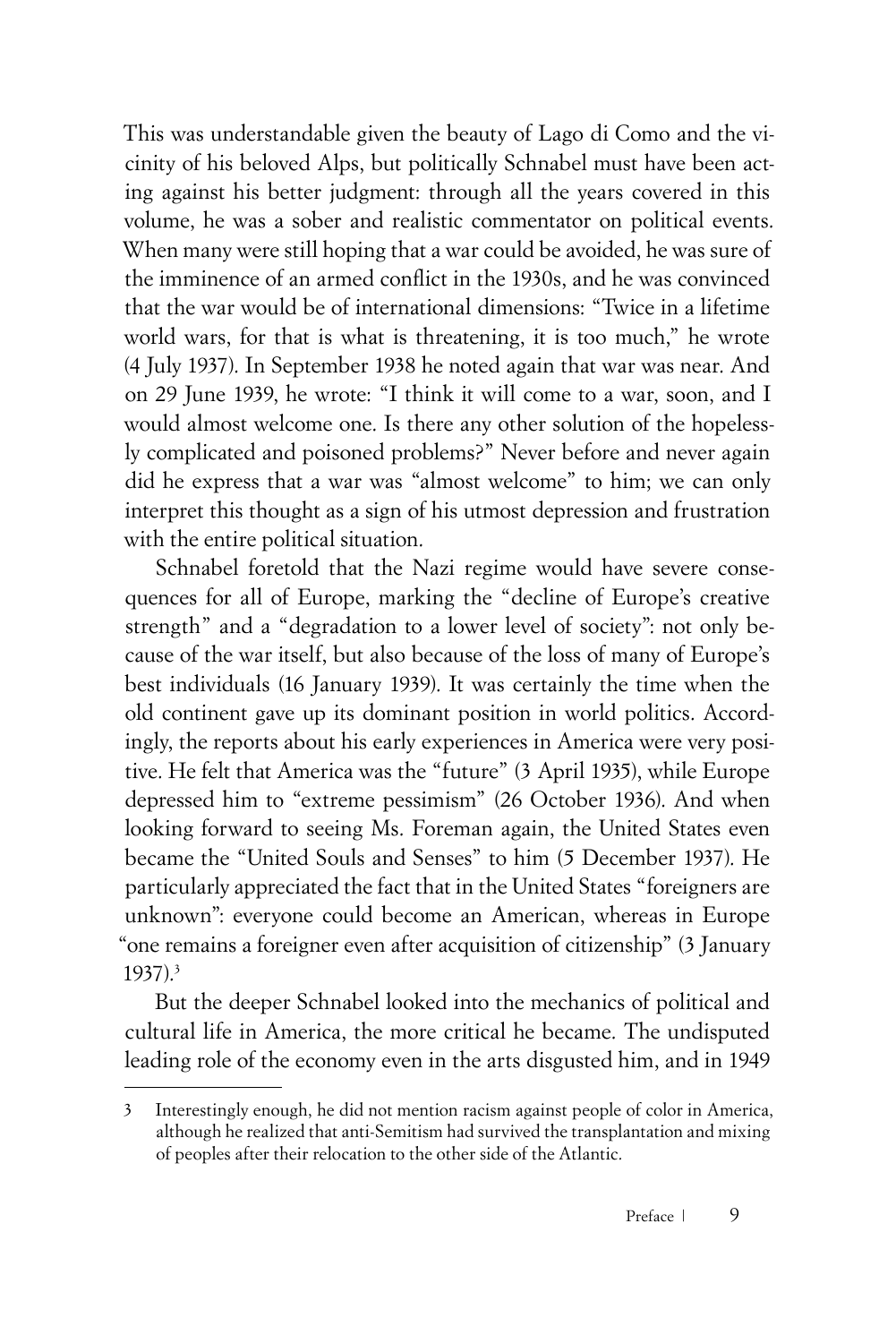This was understandable given the beauty of Lago di Como and the vicinity of his beloved Alps, but politically Schnabel must have been acting against his better judgment: through all the years covered in this volume, he was a sober and realistic commentator on political events. When many were still hoping that a war could be avoided, he was sure of the imminence of an armed conflict in the 1930s, and he was convinced that the war would be of international dimensions: "Twice in a lifetime world wars, for that is what is threatening, it is too much," he wrote (4 July 1937). In September 1938 he noted again that war was near. And on 29 June 1939, he wrote: "I think it will come to a war, soon, and I would almost welcome one. Is there any other solution of the hopelessly complicated and poisoned problems?" Never before and never again did he express that a war was "almost welcome" to him; we can only interpret this thought as a sign of his utmost depression and frustration with the entire political situation.

Schnabel foretold that the Nazi regime would have severe consequences for all of Europe, marking the "decline of Europe's creative strength" and a "degradation to a lower level of society": not only because of the war itself, but also because of the loss of many of Europe's best individuals (16 January 1939). It was certainly the time when the old continent gave up its dominant position in world politics. Accordingly, the reports about his early experiences in America were very positive. He felt that America was the "future" (3 April 1935), while Europe depressed him to "extreme pessimism" (26 October 1936). And when looking forward to seeing Ms. Foreman again, the United States even became the "United Souls and Senses" to him (5 December 1937). He particularly appreciated the fact that in the United States "foreigners are unknown": everyone could become an American, whereas in Europe "one remains a foreigner even after acquisition of citizenship" (3 January 1937).[3]

But the deeper Schnabel looked into the mechanics of political and cultural life in America, the more critical he became. The undisputed leading role of the economy even in the arts disgusted him, and in 1949

3 Interestingly enough, he did not mention racism against people of color in America, although he realized that anti-Semitism had survived the transplantation and mixing of peoples after their relocation to the other side of the Atlantic.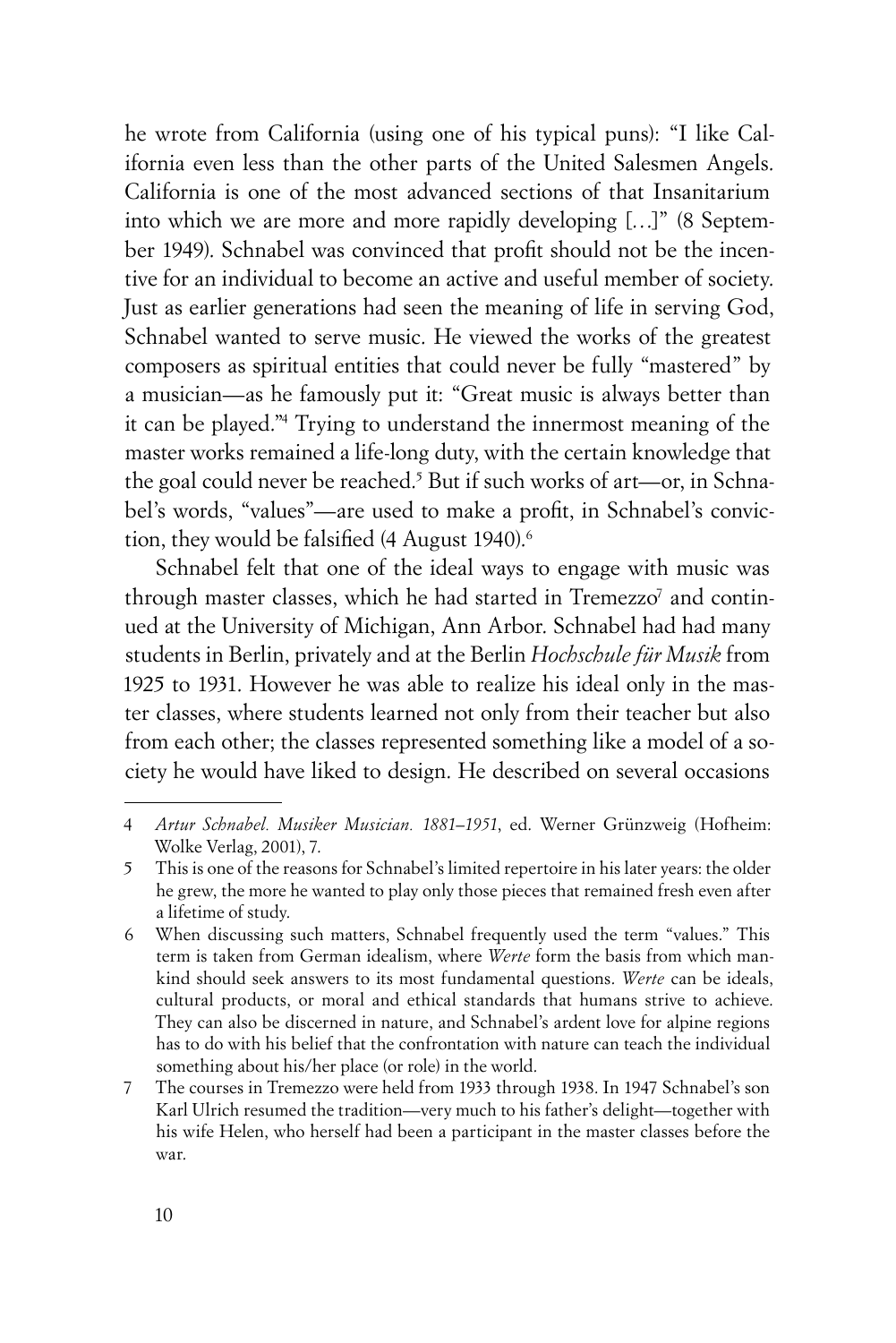he wrote from California (using one of his typical puns): "I like California even less than the other parts of the United Salesmen Angels. California is one of the most advanced sections of that Insanitarium into which we are more and more rapidly developing […]" (8 September 1949). Schnabel was convinced that profit should not be the incentive for an individual to become an active and useful member of society. Just as earlier generations had seen the meaning of life in serving God, Schnabel wanted to serve music. He viewed the works of the greatest composers as spiritual entities that could never be fully "mastered" by a musician—as he famously put it: "Great music is always better than it can be played."[4] Trying to understand the innermost meaning of the master works remained a life-long duty, with the certain knowledge that the goal could never be reached.[5] But if such works of art—or, in Schnabel's words, "values"—are used to make a profit, in Schnabel's conviction, they would be falsified (4 August 1940).[6]

Schnabel felt that one of the ideal ways to engage with music was through master classes, which he had started in Tremezzo[7] and continued at the University of Michigan, Ann Arbor. Schnabel had had many students in Berlin, privately and at the Berlin *Hochschule für Musik* from 1925 to 1931. However he was able to realize his ideal only in the master classes, where students learned not only from their teacher but also from each other; the classes represented something like a model of a society he would have liked to design. He described on several occasions

---

4 *Artur Schnabel. Musiker Musician. 1881–1951*, ed. Werner Grünzweig (Hofheim: Wolke Verlag, 2001), 7.

5 This is one of the reasons for Schnabel's limited repertoire in his later years: the older he grew, the more he wanted to play only those pieces that remained fresh even after a lifetime of study.

6 When discussing such matters, Schnabel frequently used the term "values." This term is taken from German idealism, where *Werte* form the basis from which mankind should seek answers to its most fundamental questions. *Werte* can be ideals, cultural products, or moral and ethical standards that humans strive to achieve. They can also be discerned in nature, and Schnabel's ardent love for alpine regions has to do with his belief that the confrontation with nature can teach the individual something about his/her place (or role) in the world.

7 The courses in Tremezzo were held from 1933 through 1938. In 1947 Schnabel's son Karl Ulrich resumed the tradition—very much to his father's delight—together with his wife Helen, who herself had been a participant in the master classes before the war.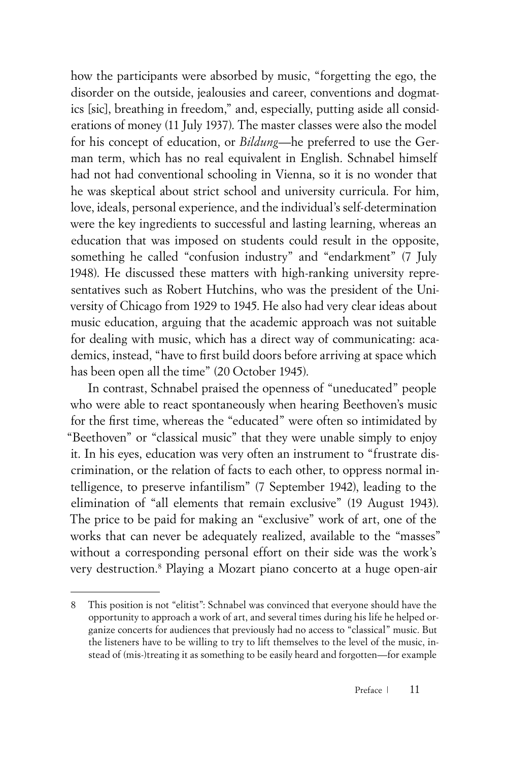how the participants were absorbed by music, "forgetting the ego, the disorder on the outside, jealousies and career, conventions and dogmatics [sic], breathing in freedom," and, especially, putting aside all considerations of money (11 July 1937). The master classes were also the model for his concept of education, or *Bildung*—he preferred to use the German term, which has no real equivalent in English. Schnabel himself had not had conventional schooling in Vienna, so it is no wonder that he was skeptical about strict school and university curricula. For him, love, ideals, personal experience, and the individual's self-determination were the key ingredients to successful and lasting learning, whereas an education that was imposed on students could result in the opposite, something he called "confusion industry" and "endarkment" (7 July 1948). He discussed these matters with high-ranking university representatives such as Robert Hutchins, who was the president of the University of Chicago from 1929 to 1945. He also had very clear ideas about music education, arguing that the academic approach was not suitable for dealing with music, which has a direct way of communicating: academics, instead, "have to first build doors before arriving at space which has been open all the time" (20 October 1945).

In contrast, Schnabel praised the openness of "uneducated" people who were able to react spontaneously when hearing Beethoven's music for the first time, whereas the "educated" were often so intimidated by "Beethoven" or "classical music" that they were unable simply to enjoy it. In his eyes, education was very often an instrument to "frustrate discrimination, or the relation of facts to each other, to oppress normal intelligence, to preserve infantilism" (7 September 1942), leading to the elimination of "all elements that remain exclusive" (19 August 1943). The price to be paid for making an "exclusive" work of art, one of the works that can never be adequately realized, available to the "masses" without a corresponding personal effort on their side was the work's very destruction.[8] Playing a Mozart piano concerto at a huge open-air

---

8 This position is not "elitist": Schnabel was convinced that everyone should have the opportunity to approach a work of art, and several times during his life he helped organize concerts for audiences that previously had no access to "classical" music. But the listeners have to be willing to try to lift themselves to the level of the music, instead of (mis-)treating it as something to be easily heard and forgotten—for example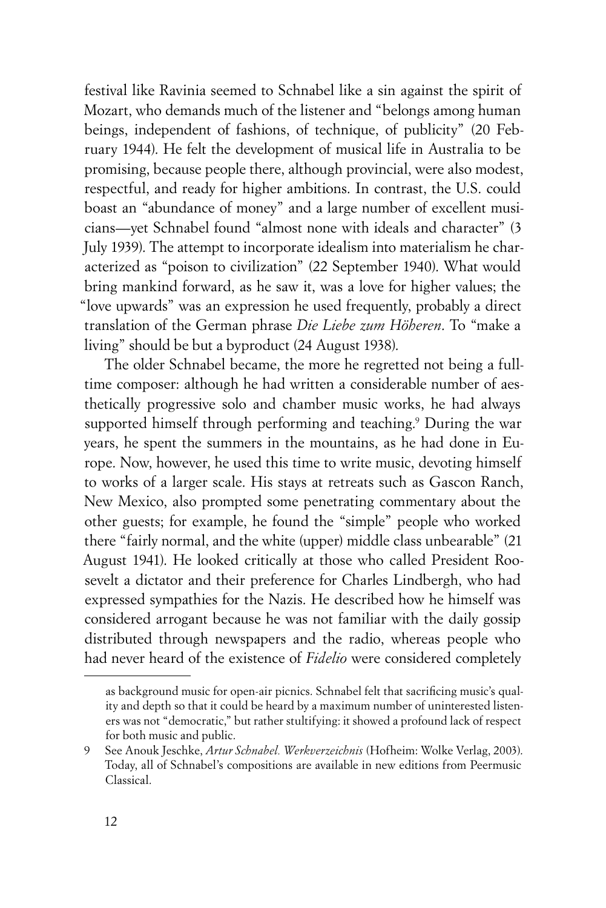festival like Ravinia seemed to Schnabel like a sin against the spirit of Mozart, who demands much of the listener and "belongs among human beings, independent of fashions, of technique, of publicity" (20 February 1944). He felt the development of musical life in Australia to be promising, because people there, although provincial, were also modest, respectful, and ready for higher ambitions. In contrast, the U.S. could boast an "abundance of money" and a large number of excellent musicians—yet Schnabel found "almost none with ideals and character" (3 July 1939). The attempt to incorporate idealism into materialism he characterized as "poison to civilization" (22 September 1940). What would bring mankind forward, as he saw it, was a love for higher values; the "love upwards" was an expression he used frequently, probably a direct translation of the German phrase *Die Liebe zum Höheren*. To "make a living" should be but a byproduct (24 August 1938).

The older Schnabel became, the more he regretted not being a full-time composer: although he had written a considerable number of aesthetically progressive solo and chamber music works, he had always supported himself through performing and teaching.[9] During the war years, he spent the summers in the mountains, as he had done in Europe. Now, however, he used this time to write music, devoting himself to works of a larger scale. His stays at retreats such as Gascon Ranch, New Mexico, also prompted some penetrating commentary about the other guests; for example, he found the "simple" people who worked there "fairly normal, and the white (upper) middle class unbearable" (21 August 1941). He looked critically at those who called President Roosevelt a dictator and their preference for Charles Lindbergh, who had expressed sympathies for the Nazis. He described how he himself was considered arrogant because he was not familiar with the daily gossip distributed through newspapers and the radio, whereas people who had never heard of the existence of *Fidelio* were considered completely

---

as background music for open-air picnics. Schnabel felt that sacrificing music's quality and depth so that it could be heard by a maximum number of uninterested listeners was not "democratic," but rather stultifying: it showed a profound lack of respect for both music and public.

9 See Anouk Jeschke, *Artur Schnabel. Werkverzeichnis* (Hofheim: Wolke Verlag, 2003). Today, all of Schnabel's compositions are available in new editions from Peermusic Classical.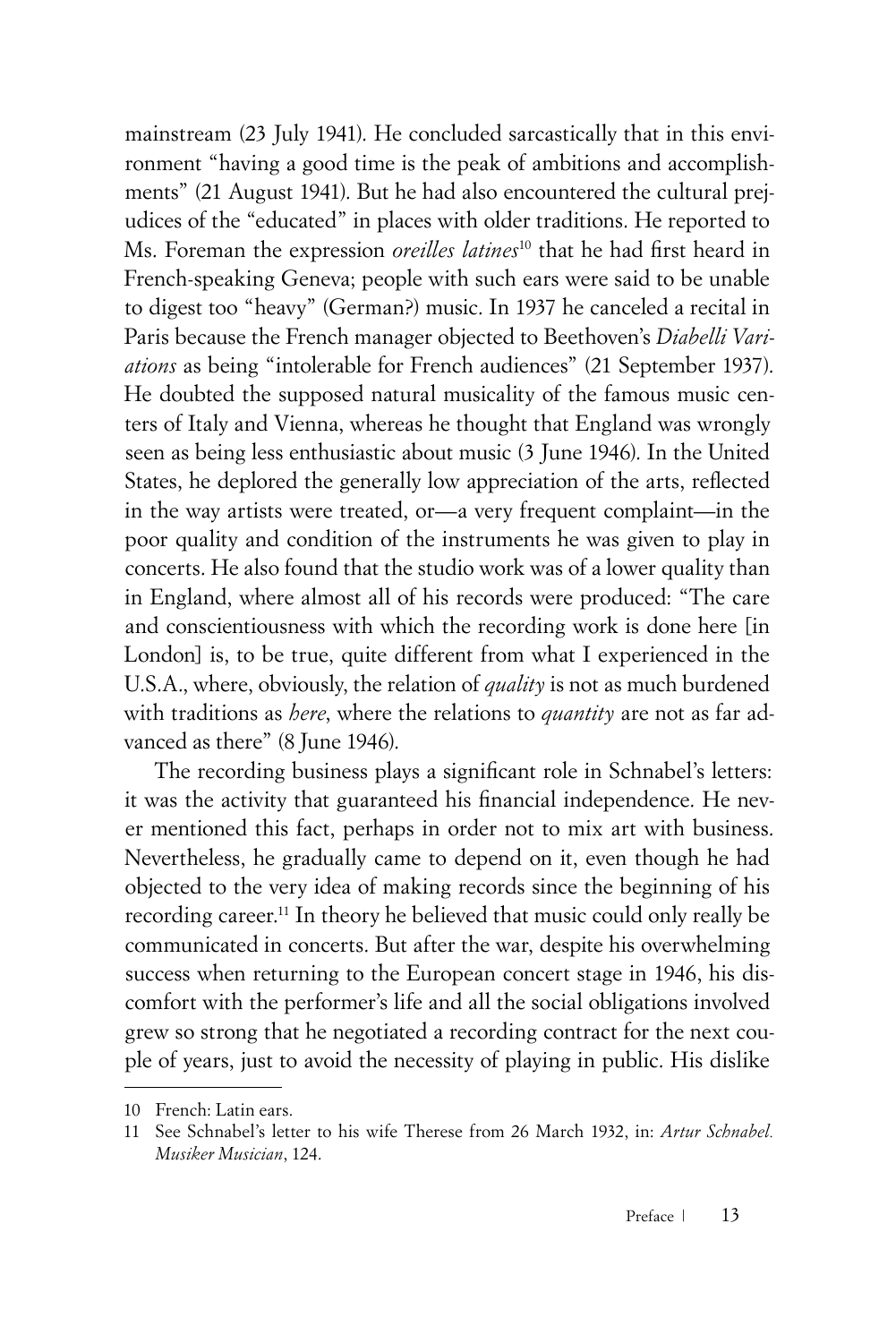mainstream (23 July 1941). He concluded sarcastically that in this environment "having a good time is the peak of ambitions and accomplishments" (21 August 1941). But he had also encountered the cultural prejudices of the "educated" in places with older traditions. He reported to Ms. Foreman the expression *oreilles latines*[10] that he had first heard in French-speaking Geneva; people with such ears were said to be unable to digest too "heavy" (German?) music. In 1937 he canceled a recital in Paris because the French manager objected to Beethoven's *Diabelli Variations* as being "intolerable for French audiences" (21 September 1937). He doubted the supposed natural musicality of the famous music centers of Italy and Vienna, whereas he thought that England was wrongly seen as being less enthusiastic about music (3 June 1946). In the United States, he deplored the generally low appreciation of the arts, reflected in the way artists were treated, or—a very frequent complaint—in the poor quality and condition of the instruments he was given to play in concerts. He also found that the studio work was of a lower quality than in England, where almost all of his records were produced: "The care and conscientiousness with which the recording work is done here [in London] is, to be true, quite different from what I experienced in the U.S.A., where, obviously, the relation of *quality* is not as much burdened with traditions as *here*, where the relations to *quantity* are not as far advanced as there" (8 June 1946).

The recording business plays a significant role in Schnabel's letters: it was the activity that guaranteed his financial independence. He never mentioned this fact, perhaps in order not to mix art with business. Nevertheless, he gradually came to depend on it, even though he had objected to the very idea of making records since the beginning of his recording career.[11] In theory he believed that music could only really be communicated in concerts. But after the war, despite his overwhelming success when returning to the European concert stage in 1946, his discomfort with the performer's life and all the social obligations involved grew so strong that he negotiated a recording contract for the next couple of years, just to avoid the necessity of playing in public. His dislike

---

10 French: Latin ears.

11 See Schnabel's letter to his wife Therese from 26 March 1932, in: *Artur Schnabel. Musiker Musician*, 124.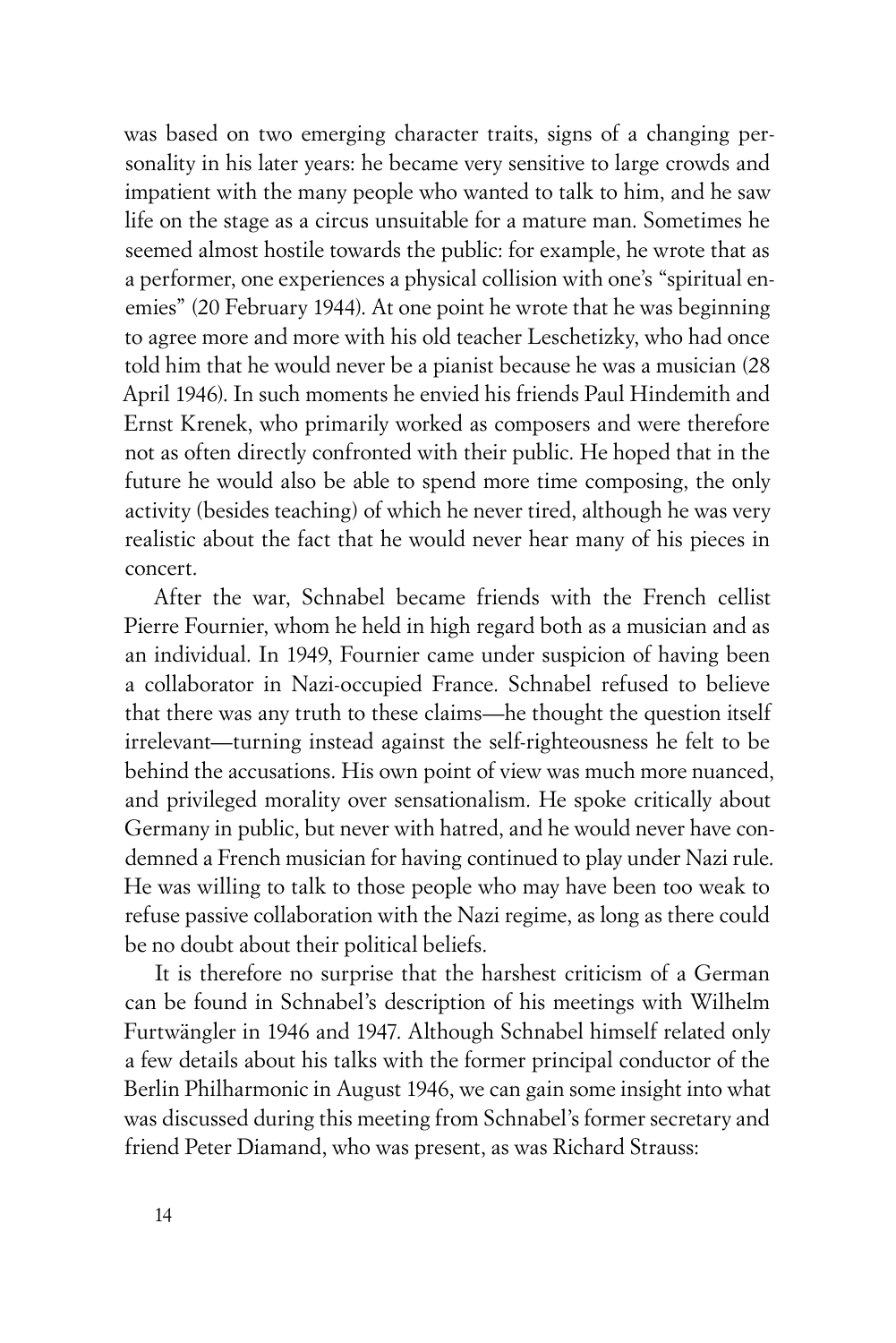was based on two emerging character traits, signs of a changing personality in his later years: he became very sensitive to large crowds and impatient with the many people who wanted to talk to him, and he saw life on the stage as a circus unsuitable for a mature man. Sometimes he seemed almost hostile towards the public: for example, he wrote that as a performer, one experiences a physical collision with one's "spiritual enemies" (20 February 1944). At one point he wrote that he was beginning to agree more and more with his old teacher Leschetizky, who had once told him that he would never be a pianist because he was a musician (28 April 1946). In such moments he envied his friends Paul Hindemith and Ernst Krenek, who primarily worked as composers and were therefore not as often directly confronted with their public. He hoped that in the future he would also be able to spend more time composing, the only activity (besides teaching) of which he never tired, although he was very realistic about the fact that he would never hear many of his pieces in concert.

After the war, Schnabel became friends with the French cellist Pierre Fournier, whom he held in high regard both as a musician and as an individual. In 1949, Fournier came under suspicion of having been a collaborator in Nazi-occupied France. Schnabel refused to believe that there was any truth to these claims—he thought the question itself irrelevant—turning instead against the self-righteousness he felt to be behind the accusations. His own point of view was much more nuanced, and privileged morality over sensationalism. He spoke critically about Germany in public, but never with hatred, and he would never have condemned a French musician for having continued to play under Nazi rule. He was willing to talk to those people who may have been too weak to refuse passive collaboration with the Nazi regime, as long as there could be no doubt about their political beliefs.

It is therefore no surprise that the harshest criticism of a German can be found in Schnabel's description of his meetings with Wilhelm Furtwängler in 1946 and 1947. Although Schnabel himself related only a few details about his talks with the former principal conductor of the Berlin Philharmonic in August 1946, we can gain some insight into what was discussed during this meeting from Schnabel's former secretary and friend Peter Diamand, who was present, as was Richard Strauss: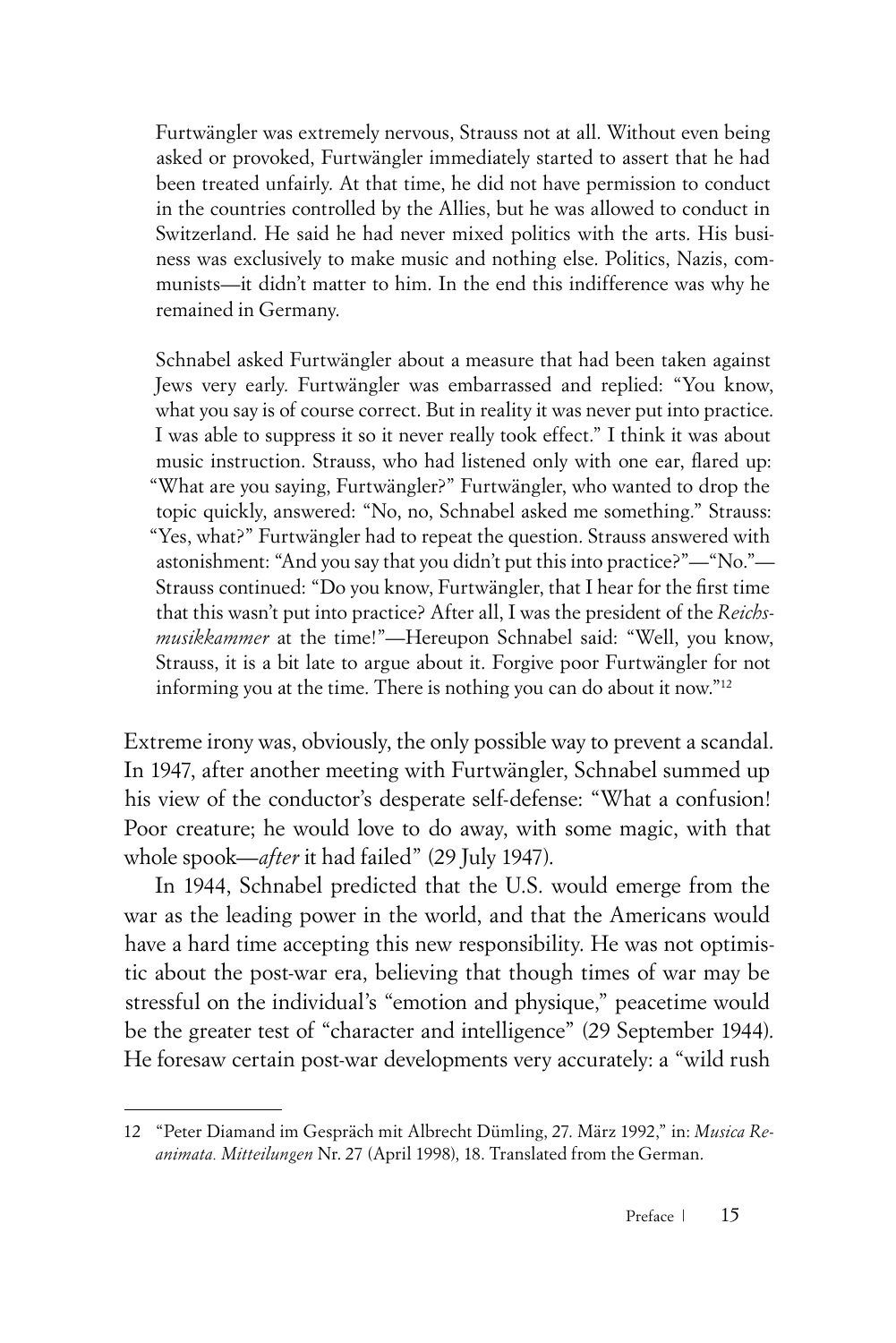> Furtwängler was extremely nervous, Strauss not at all. Without even being asked or provoked, Furtwängler immediately started to assert that he had been treated unfairly. At that time, he did not have permission to conduct in the countries controlled by the Allies, but he was allowed to conduct in Switzerland. He said he had never mixed politics with the arts. His business was exclusively to make music and nothing else. Politics, Nazis, communists—it didn't matter to him. In the end this indifference was why he remained in Germany.
>
> Schnabel asked Furtwängler about a measure that had been taken against Jews very early. Furtwängler was embarrassed and replied: "You know, what you say is of course correct. But in reality it was never put into practice. I was able to suppress it so it never really took effect." I think it was about music instruction. Strauss, who had listened only with one ear, flared up: "What are you saying, Furtwängler?" Furtwängler, who wanted to drop the topic quickly, answered: "No, no, Schnabel asked me something." Strauss: "Yes, what?" Furtwängler had to repeat the question. Strauss answered with astonishment: "And you say that you didn't put this into practice?"—"No."—Strauss continued: "Do you know, Furtwängler, that I hear for the first time that this wasn't put into practice? After all, I was the president of the *Reichsmusikkammer* at the time!"—Hereupon Schnabel said: "Well, you know, Strauss, it is a bit late to argue about it. Forgive poor Furtwängler for not informing you at the time. There is nothing you can do about it now."[12]

Extreme irony was, obviously, the only possible way to prevent a scandal. In 1947, after another meeting with Furtwängler, Schnabel summed up his view of the conductor's desperate self-defense: "What a confusion! Poor creature; he would love to do away, with some magic, with that whole spook—*after* it had failed" (29 July 1947).

In 1944, Schnabel predicted that the U.S. would emerge from the war as the leading power in the world, and that the Americans would have a hard time accepting this new responsibility. He was not optimistic about the post-war era, believing that though times of war may be stressful on the individual's "emotion and physique," peacetime would be the greater test of "character and intelligence" (29 September 1944). He foresaw certain post-war developments very accurately: a "wild rush

---

12 "Peter Diamand im Gespräch mit Albrecht Dümling, 27. März 1992," in: *Musica Reanimata. Mitteilungen* Nr. 27 (April 1998), 18. Translated from the German.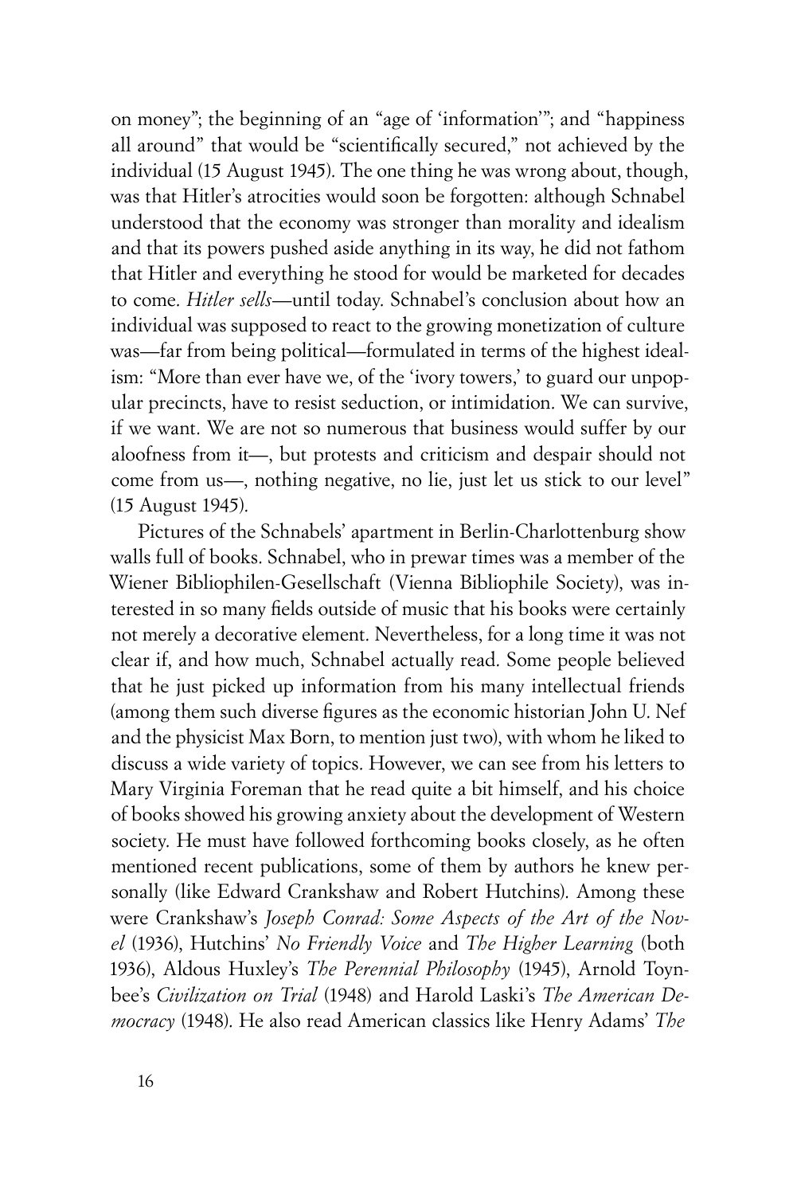on money"; the beginning of an "age of 'information'"; and "happiness all around" that would be "scientifically secured," not achieved by the individual (15 August 1945). The one thing he was wrong about, though, was that Hitler's atrocities would soon be forgotten: although Schnabel understood that the economy was stronger than morality and idealism and that its powers pushed aside anything in its way, he did not fathom that Hitler and everything he stood for would be marketed for decades to come. *Hitler sells*—until today. Schnabel's conclusion about how an individual was supposed to react to the growing monetization of culture was—far from being political—formulated in terms of the highest idealism: "More than ever have we, of the 'ivory towers,' to guard our unpopular precincts, have to resist seduction, or intimidation. We can survive, if we want. We are not so numerous that business would suffer by our aloofness from it—, but protests and criticism and despair should not come from us—, nothing negative, no lie, just let us stick to our level" (15 August 1945).

Pictures of the Schnabels' apartment in Berlin-Charlottenburg show walls full of books. Schnabel, who in prewar times was a member of the Wiener Bibliophilen-Gesellschaft (Vienna Bibliophile Society), was interested in so many fields outside of music that his books were certainly not merely a decorative element. Nevertheless, for a long time it was not clear if, and how much, Schnabel actually read. Some people believed that he just picked up information from his many intellectual friends (among them such diverse figures as the economic historian John U. Nef and the physicist Max Born, to mention just two), with whom he liked to discuss a wide variety of topics. However, we can see from his letters to Mary Virginia Foreman that he read quite a bit himself, and his choice of books showed his growing anxiety about the development of Western society. He must have followed forthcoming books closely, as he often mentioned recent publications, some of them by authors he knew personally (like Edward Crankshaw and Robert Hutchins). Among these were Crankshaw's *Joseph Conrad: Some Aspects of the Art of the Novel* (1936), Hutchins' *No Friendly Voice* and *The Higher Learning* (both 1936), Aldous Huxley's *The Perennial Philosophy* (1945), Arnold Toynbee's *Civilization on Trial* (1948) and Harold Laski's *The American Democracy* (1948). He also read American classics like Henry Adams' *The*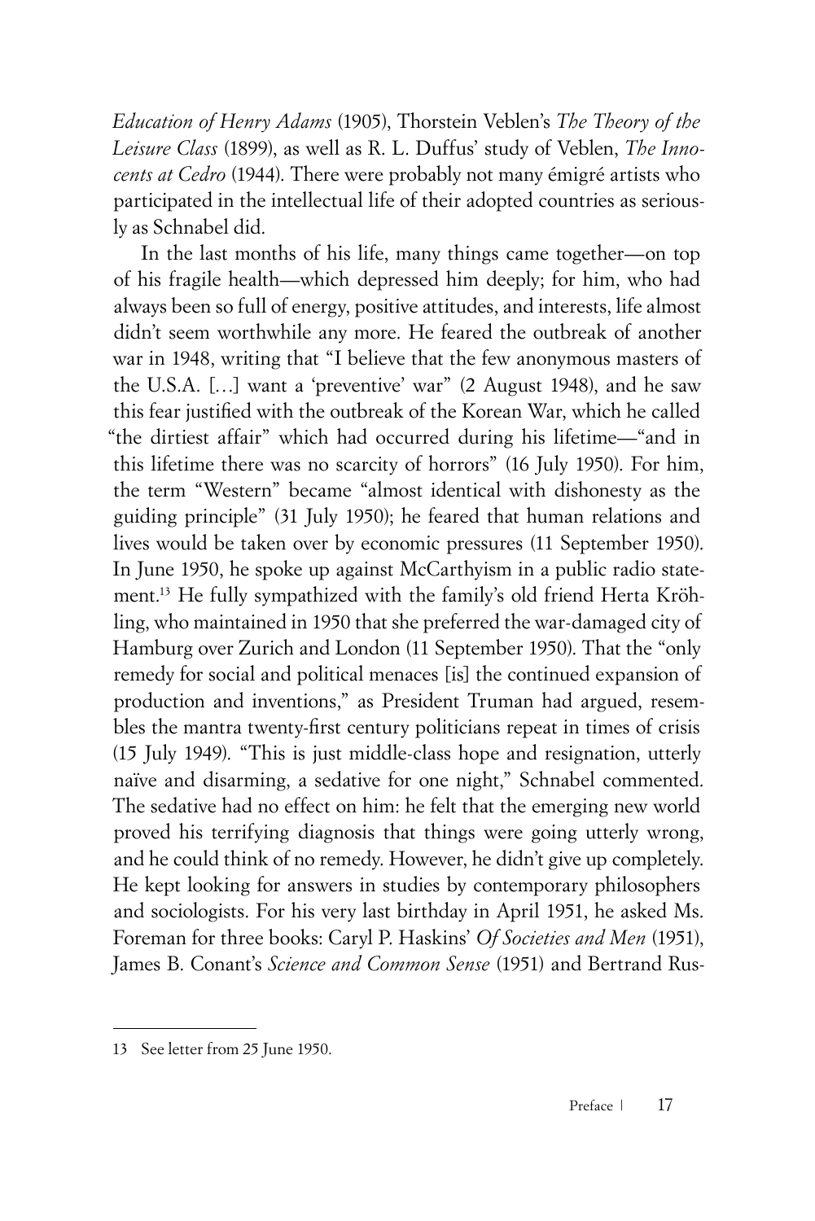*Education of Henry Adams* (1905), Thorstein Veblen's *The Theory of the Leisure Class* (1899), as well as R. L. Duffus' study of Veblen, *The Innocents at Cedro* (1944). There were probably not many émigré artists who participated in the intellectual life of their adopted countries as seriously as Schnabel did.

In the last months of his life, many things came together—on top of his fragile health—which depressed him deeply; for him, who had always been so full of energy, positive attitudes, and interests, life almost didn't seem worthwhile any more. He feared the outbreak of another war in 1948, writing that "I believe that the few anonymous masters of the U.S.A. […] want a 'preventive' war" (2 August 1948), and he saw this fear justified with the outbreak of the Korean War, which he called "the dirtiest affair" which had occurred during his lifetime—"and in this lifetime there was no scarcity of horrors" (16 July 1950). For him, the term "Western" became "almost identical with dishonesty as the guiding principle" (31 July 1950); he feared that human relations and lives would be taken over by economic pressures (11 September 1950). In June 1950, he spoke up against McCarthyism in a public radio statement.[13] He fully sympathized with the family's old friend Herta Kröhling, who maintained in 1950 that she preferred the war-damaged city of Hamburg over Zurich and London (11 September 1950). That the "only remedy for social and political menaces [is] the continued expansion of production and inventions," as President Truman had argued, resembles the mantra twenty-first century politicians repeat in times of crisis (15 July 1949). "This is just middle-class hope and resignation, utterly naïve and disarming, a sedative for one night," Schnabel commented. The sedative had no effect on him: he felt that the emerging new world proved his terrifying diagnosis that things were going utterly wrong, and he could think of no remedy. However, he didn't give up completely. He kept looking for answers in studies by contemporary philosophers and sociologists. For his very last birthday in April 1951, he asked Ms. Foreman for three books: Caryl P. Haskins' *Of Societies and Men* (1951), James B. Conant's *Science and Common Sense* (1951) and Bertrand Rus-

---

13 See letter from 25 June 1950.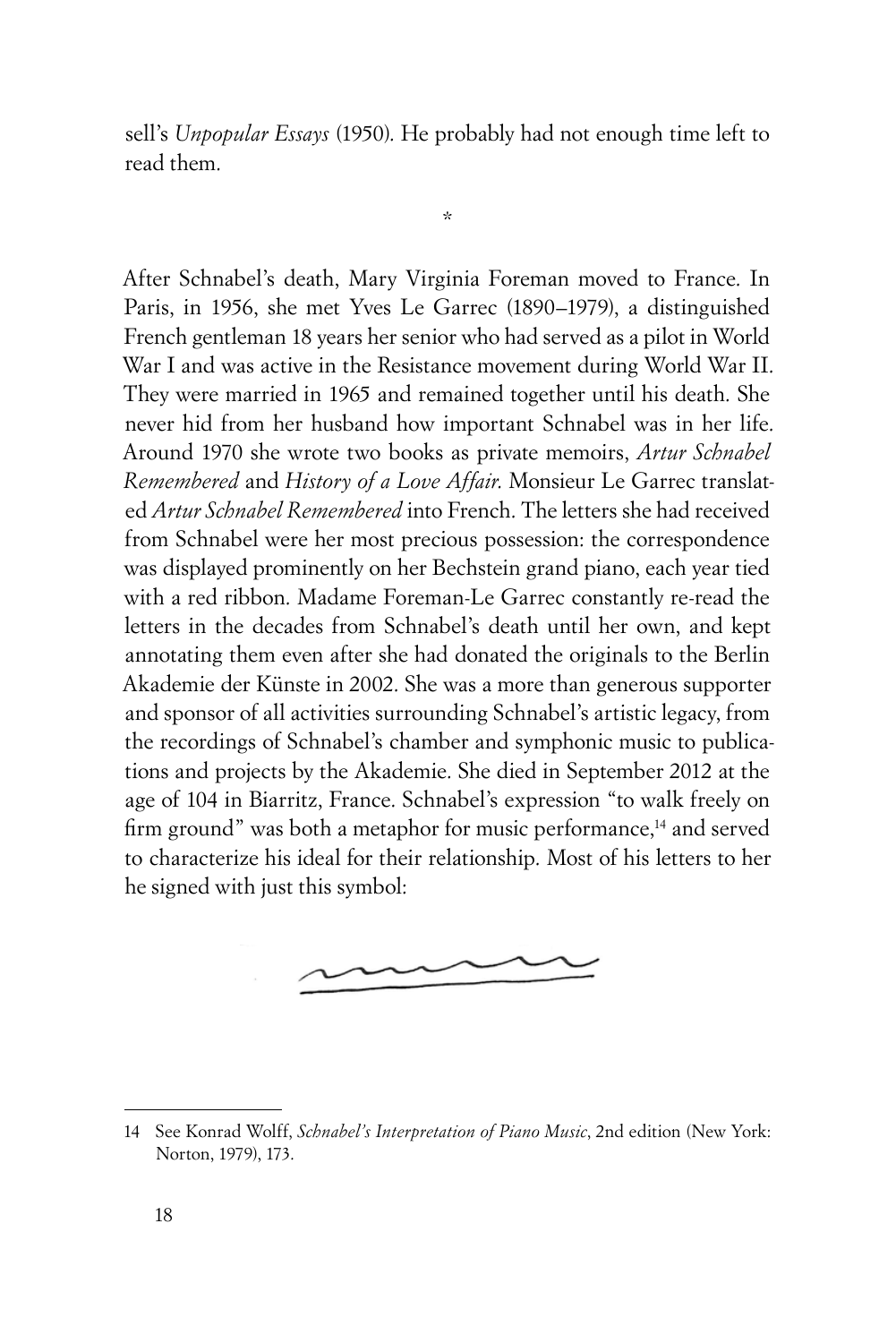sell's *Unpopular Essays* (1950). He probably had not enough time left to read them.

*

After Schnabel's death, Mary Virginia Foreman moved to France. In Paris, in 1956, she met Yves Le Garrec (1890–1979), a distinguished French gentleman 18 years her senior who had served as a pilot in World War I and was active in the Resistance movement during World War II. They were married in 1965 and remained together until his death. She never hid from her husband how important Schnabel was in her life. Around 1970 she wrote two books as private memoirs, *Artur Schnabel Remembered* and *History of a Love Affair.* Monsieur Le Garrec translated *Artur Schnabel Remembered* into French. The letters she had received from Schnabel were her most precious possession: the correspondence was displayed prominently on her Bechstein grand piano, each year tied with a red ribbon. Madame Foreman-Le Garrec constantly re-read the letters in the decades from Schnabel's death until her own, and kept annotating them even after she had donated the originals to the Berlin Akademie der Künste in 2002. She was a more than generous supporter and sponsor of all activities surrounding Schnabel's artistic legacy, from the recordings of Schnabel's chamber and symphonic music to publications and projects by the Akademie. She died in September 2012 at the age of 104 in Biarritz, France. Schnabel's expression "to walk freely on firm ground" was both a metaphor for music performance,[14] and served to characterize his ideal for their relationship. Most of his letters to her he signed with just this symbol:

---

14 See Konrad Wolff, *Schnabel's Interpretation of Piano Music*, 2nd edition (New York: Norton, 1979), 173.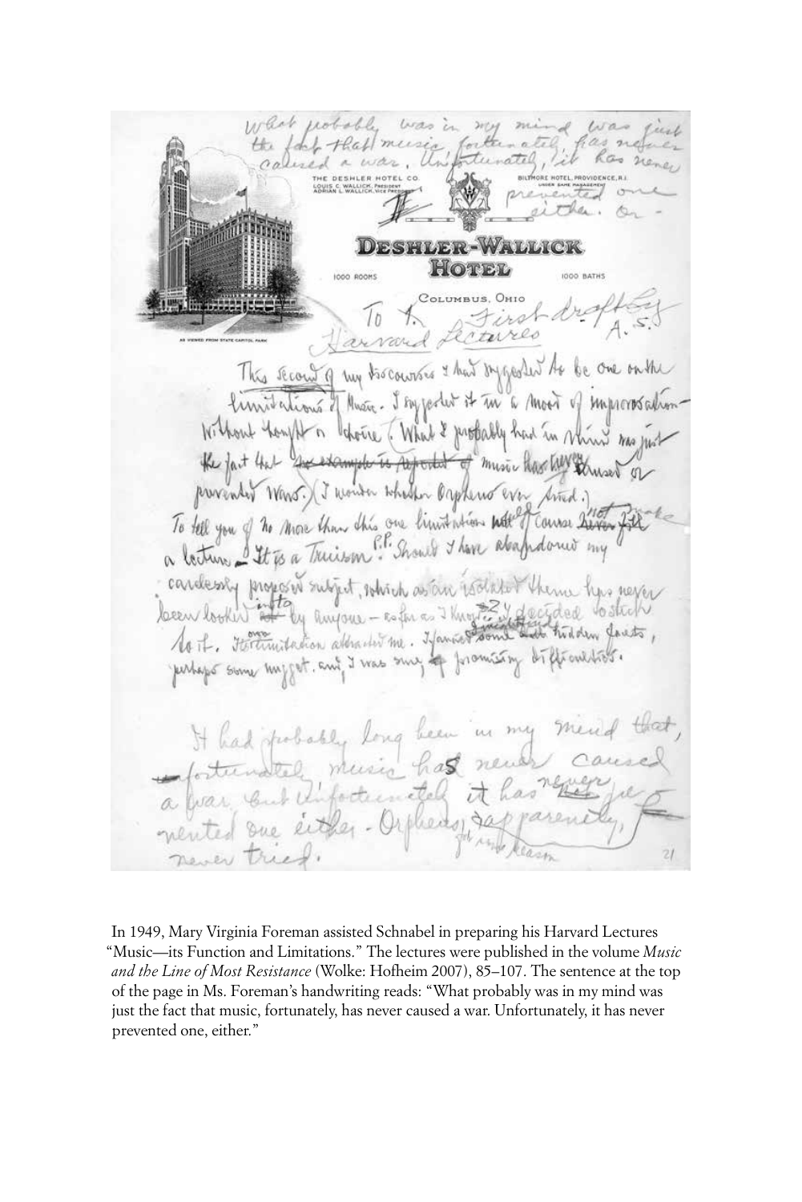In 1949, Mary Virginia Foreman assisted Schnabel in preparing his Harvard Lectures "Music—its Function and Limitations." The lectures were published in the volume *Music and the Line of Most Resistance* (Wolke: Hofheim 2007), 85–107. The sentence at the top of the page in Ms. Foreman's handwriting reads: "What probably was in my mind was just the fact that music, fortunately, has never caused a war. Unfortunately, it has never prevented one, either."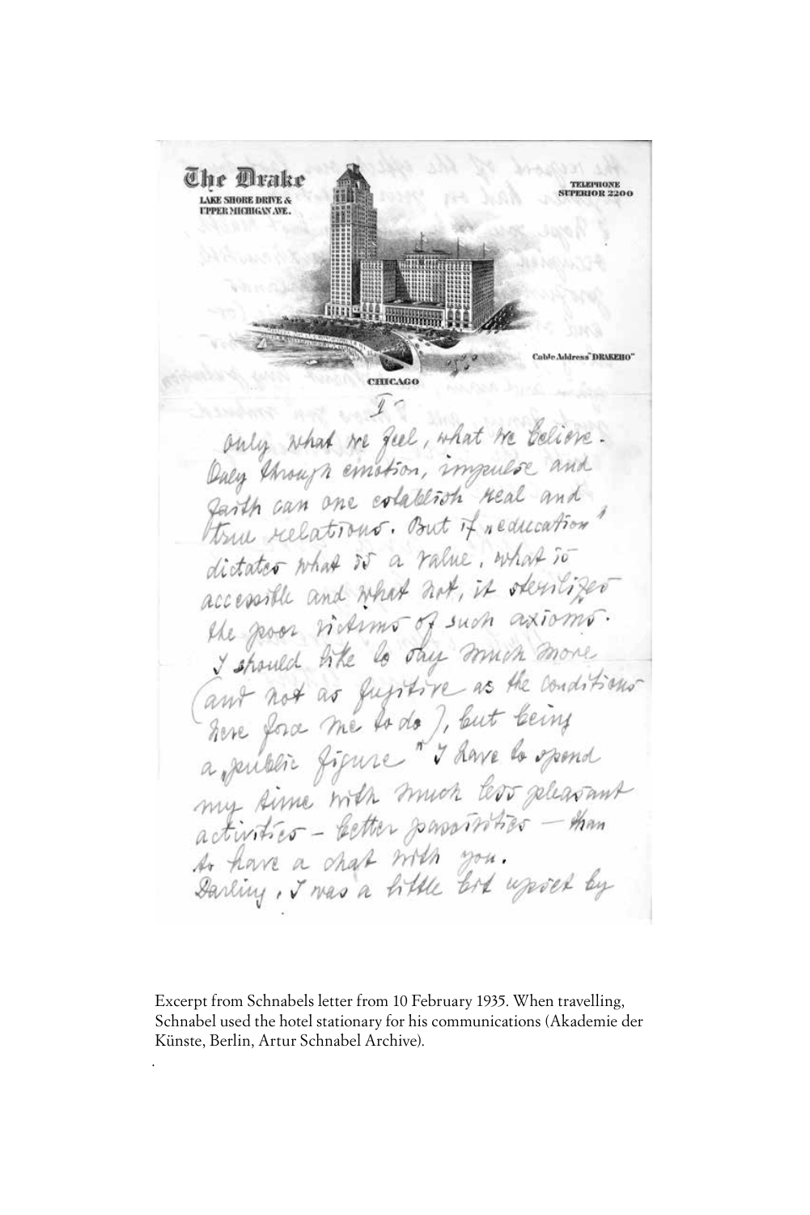The Drake
LAKE SHORE DRIVE & UPPER MICHIGAN AVE.

TELEPHONE SUPERIOR 2200

Cable Address "DRAKEHO"

CHICAGO

II

only what we feel, what we believe.
Only through emotion, impulse and
faith can one establish real and
true relations. But if "education"
dictates what is a value, what is
accessible and what not, it sterilizes
the poor victims of such axioms.
I should like to say much more
(and not as fugitive as the conditions
here force me to do), but being
a "public figure" I have to spend
my time with much less pleasant
activities – better passivities – than
to have a chat with you.
Darling, I was a little bit upset by

Excerpt from Schnabels letter from 10 February 1935. When travelling, Schnabel used the hotel stationary for his communications (Akademie der Künste, Berlin, Artur Schnabel Archive).